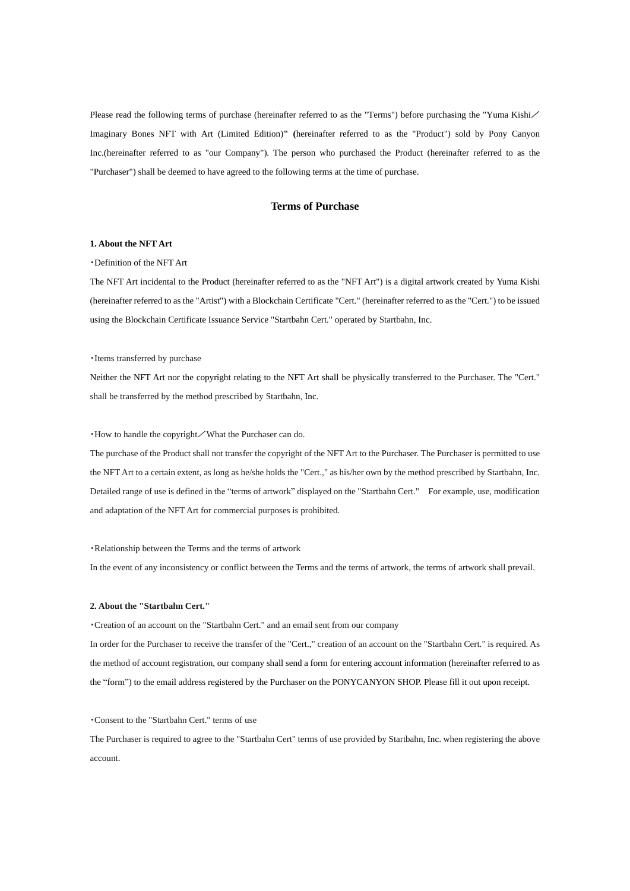Please read the following terms of purchase (hereinafter referred to as the "Terms") before purchasing the "Yuma Kishi／Imaginary Bones NFT with Art (Limited Edition)" (hereinafter referred to as the "Product") sold by Pony Canyon Inc.(hereinafter referred to as "our Company"). The person who purchased the Product (hereinafter referred to as the "Purchaser") shall be deemed to have agreed to the following terms at the time of purchase.

## Terms of Purchase

**1. About the NFT Art**

・Definition of the NFT Art

The NFT Art incidental to the Product (hereinafter referred to as the "NFT Art") is a digital artwork created by Yuma Kishi (hereinafter referred to as the "Artist") with a Blockchain Certificate "Cert." (hereinafter referred to as the "Cert.") to be issued using the Blockchain Certificate Issuance Service "Startbahn Cert." operated by Startbahn, Inc.

・Items transferred by purchase

Neither the NFT Art nor the copyright relating to the NFT Art shall be physically transferred to the Purchaser. The "Cert." shall be transferred by the method prescribed by Startbahn, Inc.

・How to handle the copyright／What the Purchaser can do.

The purchase of the Product shall not transfer the copyright of the NFT Art to the Purchaser. The Purchaser is permitted to use the NFT Art to a certain extent, as long as he/she holds the "Cert.," as his/her own by the method prescribed by Startbahn, Inc. Detailed range of use is defined in the "terms of artwork" displayed on the "Startbahn Cert." For example, use, modification and adaptation of the NFT Art for commercial purposes is prohibited.

・Relationship between the Terms and the terms of artwork

In the event of any inconsistency or conflict between the Terms and the terms of artwork, the terms of artwork shall prevail.

**2. About the "Startbahn Cert."**

・Creation of an account on the "Startbahn Cert." and an email sent from our company

In order for the Purchaser to receive the transfer of the "Cert.," creation of an account on the "Startbahn Cert." is required. As the method of account registration, our company shall send a form for entering account information (hereinafter referred to as the "form") to the email address registered by the Purchaser on the PONYCANYON SHOP. Please fill it out upon receipt.

・Consent to the "Startbahn Cert." terms of use

The Purchaser is required to agree to the "Startbahn Cert" terms of use provided by Startbahn, Inc. when registering the above account.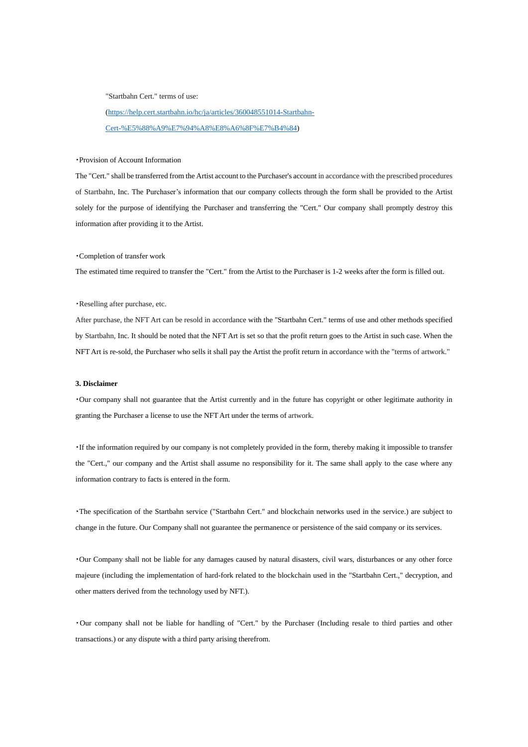"Startbahn Cert." terms of use:

([https://help.cert.startbahn.io/hc/ja/articles/360048551014-Startbahn-Cert-%E5%88%A9%E7%94%A8%E8%A6%8F%E7%B4%84](https://help.cert.startbahn.io/hc/ja/articles/360048551014-Startbahn-Cert-%E5%88%A9%E7%94%A8%E8%A6%8F%E7%B4%84))

・Provision of Account Information

The "Cert." shall be transferred from the Artist account to the Purchaser's account in accordance with the prescribed procedures of Startbahn, Inc. The Purchaser's information that our company collects through the form shall be provided to the Artist solely for the purpose of identifying the Purchaser and transferring the "Cert." Our company shall promptly destroy this information after providing it to the Artist.

・Completion of transfer work

The estimated time required to transfer the "Cert." from the Artist to the Purchaser is 1-2 weeks after the form is filled out.

・Reselling after purchase, etc.

After purchase, the NFT Art can be resold in accordance with the "Startbahn Cert." terms of use and other methods specified by Startbahn, Inc. It should be noted that the NFT Art is set so that the profit return goes to the Artist in such case. When the NFT Art is re-sold, the Purchaser who sells it shall pay the Artist the profit return in accordance with the "terms of artwork."

**3. Disclaimer**

・Our company shall not guarantee that the Artist currently and in the future has copyright or other legitimate authority in granting the Purchaser a license to use the NFT Art under the terms of artwork.

・If the information required by our company is not completely provided in the form, thereby making it impossible to transfer the "Cert.," our company and the Artist shall assume no responsibility for it. The same shall apply to the case where any information contrary to facts is entered in the form.

・The specification of the Startbahn service ("Startbahn Cert." and blockchain networks used in the service.) are subject to change in the future. Our Company shall not guarantee the permanence or persistence of the said company or its services.

・Our Company shall not be liable for any damages caused by natural disasters, civil wars, disturbances or any other force majeure (including the implementation of hard-fork related to the blockchain used in the "Startbahn Cert.," decryption, and other matters derived from the technology used by NFT.).

・Our company shall not be liable for handling of "Cert." by the Purchaser (Including resale to third parties and other transactions.) or any dispute with a third party arising therefrom.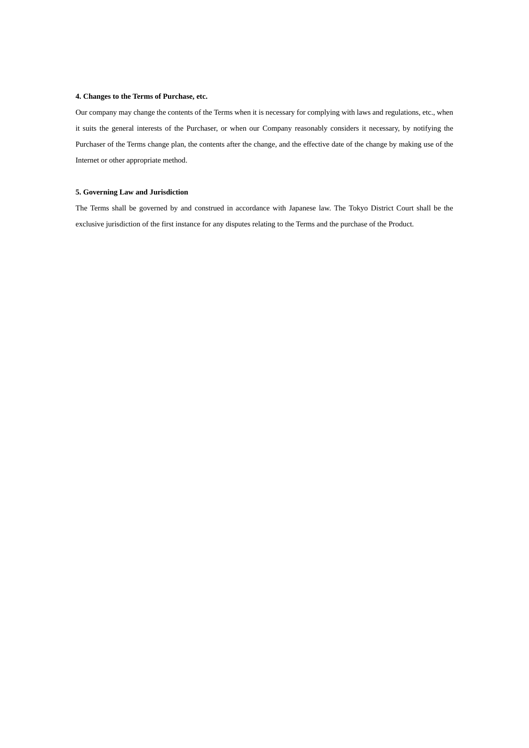**4. Changes to the Terms of Purchase, etc.**

Our company may change the contents of the Terms when it is necessary for complying with laws and regulations, etc., when it suits the general interests of the Purchaser, or when our Company reasonably considers it necessary, by notifying the Purchaser of the Terms change plan, the contents after the change, and the effective date of the change by making use of the Internet or other appropriate method.

**5. Governing Law and Jurisdiction**

The Terms shall be governed by and construed in accordance with Japanese law. The Tokyo District Court shall be the exclusive jurisdiction of the first instance for any disputes relating to the Terms and the purchase of the Product.